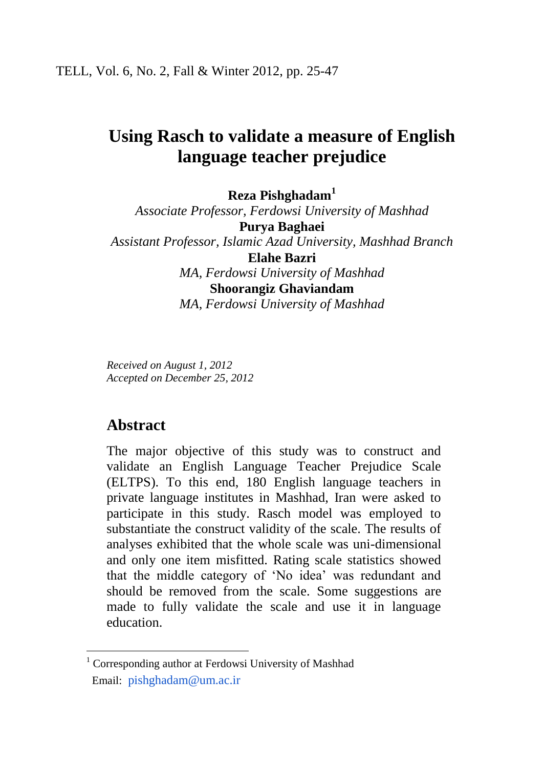# Using Rasch to validate a measure of English language teacher prejudice

**Reza Pishghadam**[1]
*Associate Professor, Ferdowsi University of Mashhad*
**Purya Baghaei**
*Assistant Professor, Islamic Azad University, Mashhad Branch*
**Elahe Bazri**
*MA, Ferdowsi University of Mashhad*
**Shoorangiz Ghaviandam**
*MA, Ferdowsi University of Mashhad*

*Received on August 1, 2012*
*Accepted on December 25, 2012*

## Abstract

The major objective of this study was to construct and validate an English Language Teacher Prejudice Scale (ELTPS). To this end, 180 English language teachers in private language institutes in Mashhad, Iran were asked to participate in this study. Rasch model was employed to substantiate the construct validity of the scale. The results of analyses exhibited that the whole scale was uni-dimensional and only one item misfitted. Rating scale statistics showed that the middle category of 'No idea' was redundant and should be removed from the scale. Some suggestions are made to fully validate the scale and use it in language education.

[1] Corresponding author at Ferdowsi University of Mashhad
Email: pishghadam@um.ac.ir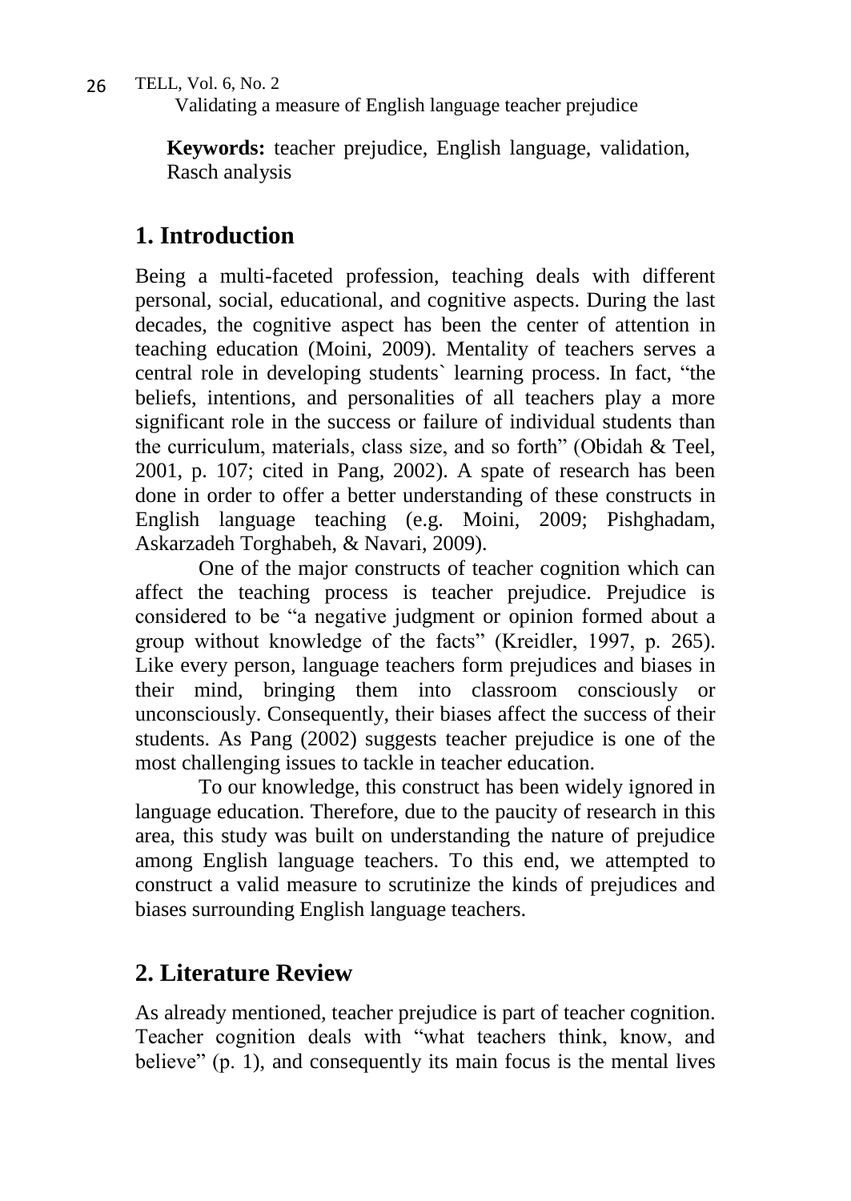**Keywords:** teacher prejudice, English language, validation, Rasch analysis

## 1. Introduction

Being a multi-faceted profession, teaching deals with different personal, social, educational, and cognitive aspects. During the last decades, the cognitive aspect has been the center of attention in teaching education (Moini, 2009). Mentality of teachers serves a central role in developing students` learning process. In fact, "the beliefs, intentions, and personalities of all teachers play a more significant role in the success or failure of individual students than the curriculum, materials, class size, and so forth" (Obidah & Teel, 2001, p. 107; cited in Pang, 2002). A spate of research has been done in order to offer a better understanding of these constructs in English language teaching (e.g. Moini, 2009; Pishghadam, Askarzadeh Torghabeh, & Navari, 2009).

One of the major constructs of teacher cognition which can affect the teaching process is teacher prejudice. Prejudice is considered to be "a negative judgment or opinion formed about a group without knowledge of the facts" (Kreidler, 1997, p. 265). Like every person, language teachers form prejudices and biases in their mind, bringing them into classroom consciously or unconsciously. Consequently, their biases affect the success of their students. As Pang (2002) suggests teacher prejudice is one of the most challenging issues to tackle in teacher education.

To our knowledge, this construct has been widely ignored in language education. Therefore, due to the paucity of research in this area, this study was built on understanding the nature of prejudice among English language teachers. To this end, we attempted to construct a valid measure to scrutinize the kinds of prejudices and biases surrounding English language teachers.

## 2. Literature Review

As already mentioned, teacher prejudice is part of teacher cognition. Teacher cognition deals with "what teachers think, know, and believe" (p. 1), and consequently its main focus is the mental lives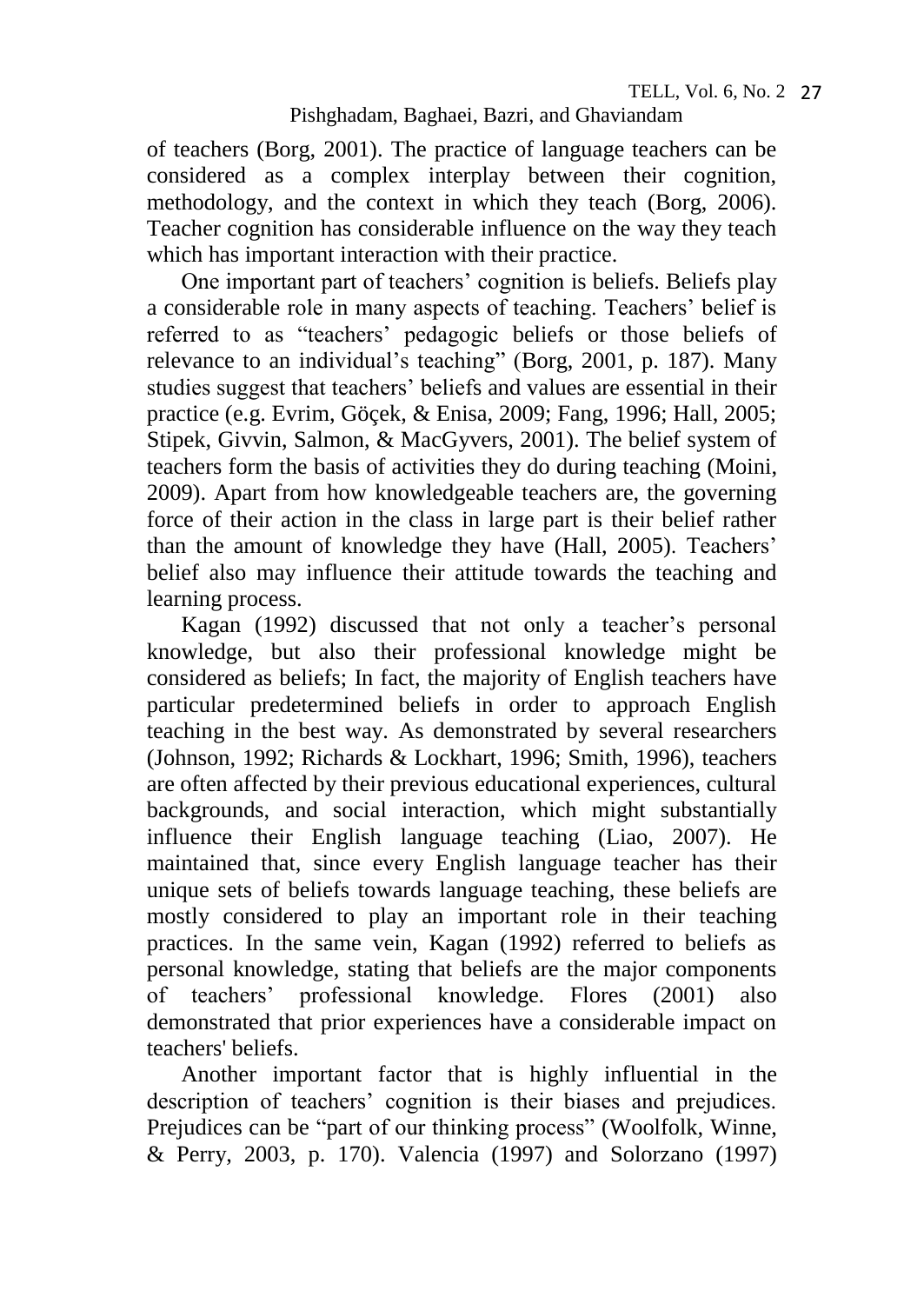of teachers (Borg, 2001). The practice of language teachers can be considered as a complex interplay between their cognition, methodology, and the context in which they teach (Borg, 2006). Teacher cognition has considerable influence on the way they teach which has important interaction with their practice.

One important part of teachers' cognition is beliefs. Beliefs play a considerable role in many aspects of teaching. Teachers' belief is referred to as "teachers' pedagogic beliefs or those beliefs of relevance to an individual's teaching" (Borg, 2001, p. 187). Many studies suggest that teachers' beliefs and values are essential in their practice (e.g. Evrim, Göçek, & Enisa, 2009; Fang, 1996; Hall, 2005; Stipek, Givvin, Salmon, & MacGyvers, 2001). The belief system of teachers form the basis of activities they do during teaching (Moini, 2009). Apart from how knowledgeable teachers are, the governing force of their action in the class in large part is their belief rather than the amount of knowledge they have (Hall, 2005). Teachers' belief also may influence their attitude towards the teaching and learning process.

Kagan (1992) discussed that not only a teacher's personal knowledge, but also their professional knowledge might be considered as beliefs; In fact, the majority of English teachers have particular predetermined beliefs in order to approach English teaching in the best way. As demonstrated by several researchers (Johnson, 1992; Richards & Lockhart, 1996; Smith, 1996), teachers are often affected by their previous educational experiences, cultural backgrounds, and social interaction, which might substantially influence their English language teaching (Liao, 2007). He maintained that, since every English language teacher has their unique sets of beliefs towards language teaching, these beliefs are mostly considered to play an important role in their teaching practices. In the same vein, Kagan (1992) referred to beliefs as personal knowledge, stating that beliefs are the major components of teachers' professional knowledge. Flores (2001) also demonstrated that prior experiences have a considerable impact on teachers' beliefs.

Another important factor that is highly influential in the description of teachers' cognition is their biases and prejudices. Prejudices can be "part of our thinking process" (Woolfolk, Winne, & Perry, 2003, p. 170). Valencia (1997) and Solorzano (1997)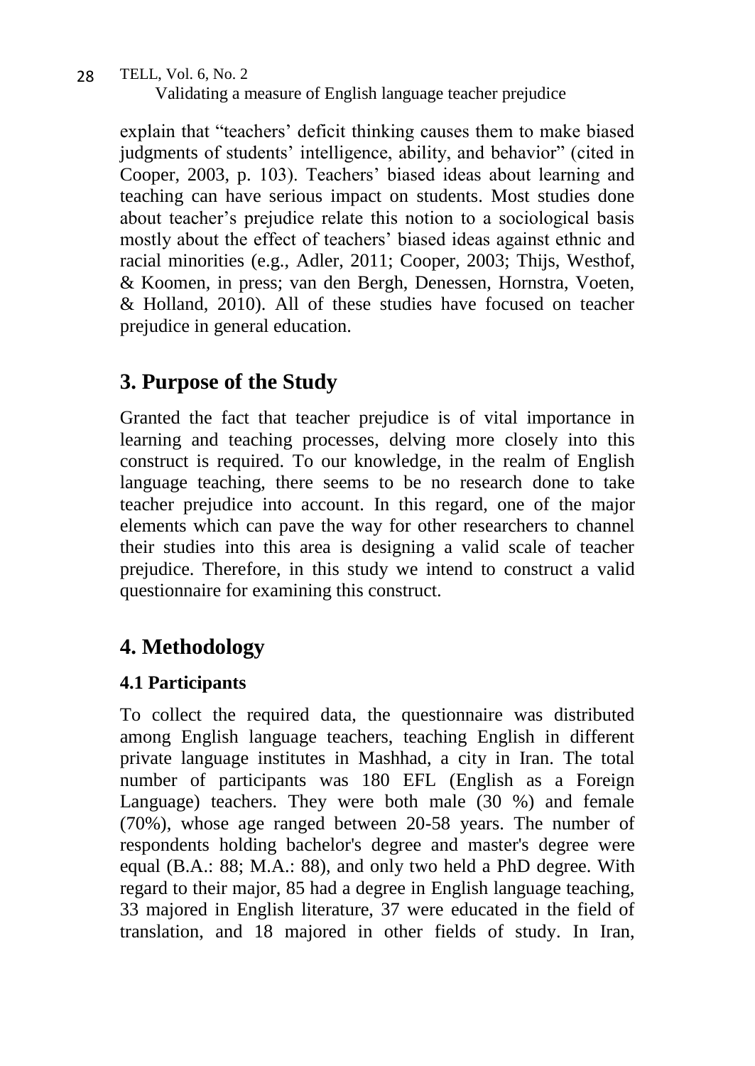explain that "teachers' deficit thinking causes them to make biased judgments of students' intelligence, ability, and behavior" (cited in Cooper, 2003, p. 103). Teachers' biased ideas about learning and teaching can have serious impact on students. Most studies done about teacher's prejudice relate this notion to a sociological basis mostly about the effect of teachers' biased ideas against ethnic and racial minorities (e.g., Adler, 2011; Cooper, 2003; Thijs, Westhof, & Koomen, in press; van den Bergh, Denessen, Hornstra, Voeten, & Holland, 2010). All of these studies have focused on teacher prejudice in general education.

## 3. Purpose of the Study

Granted the fact that teacher prejudice is of vital importance in learning and teaching processes, delving more closely into this construct is required. To our knowledge, in the realm of English language teaching, there seems to be no research done to take teacher prejudice into account. In this regard, one of the major elements which can pave the way for other researchers to channel their studies into this area is designing a valid scale of teacher prejudice. Therefore, in this study we intend to construct a valid questionnaire for examining this construct.

## 4. Methodology

### 4.1 Participants

To collect the required data, the questionnaire was distributed among English language teachers, teaching English in different private language institutes in Mashhad, a city in Iran. The total number of participants was 180 EFL (English as a Foreign Language) teachers. They were both male (30 %) and female (70%), whose age ranged between 20-58 years. The number of respondents holding bachelor's degree and master's degree were equal (B.A.: 88; M.A.: 88), and only two held a PhD degree. With regard to their major, 85 had a degree in English language teaching, 33 majored in English literature, 37 were educated in the field of translation, and 18 majored in other fields of study. In Iran,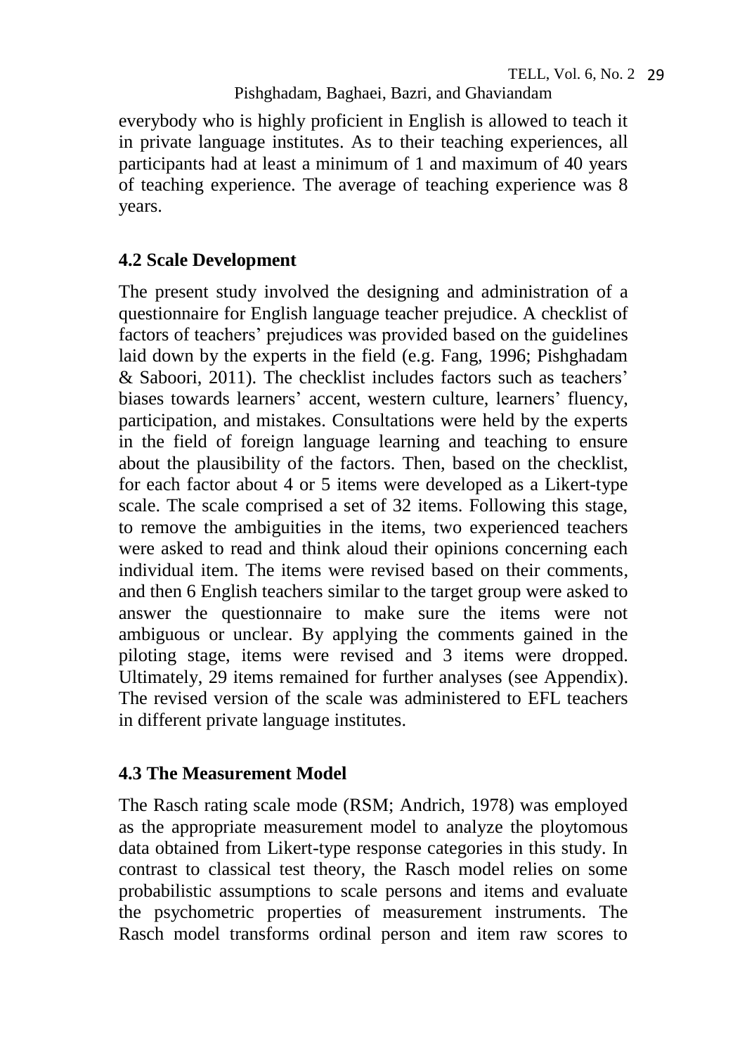everybody who is highly proficient in English is allowed to teach it in private language institutes. As to their teaching experiences, all participants had at least a minimum of 1 and maximum of 40 years of teaching experience. The average of teaching experience was 8 years.

## 4.2 Scale Development

The present study involved the designing and administration of a questionnaire for English language teacher prejudice. A checklist of factors of teachers' prejudices was provided based on the guidelines laid down by the experts in the field (e.g. Fang, 1996; Pishghadam & Saboori, 2011). The checklist includes factors such as teachers' biases towards learners' accent, western culture, learners' fluency, participation, and mistakes. Consultations were held by the experts in the field of foreign language learning and teaching to ensure about the plausibility of the factors. Then, based on the checklist, for each factor about 4 or 5 items were developed as a Likert-type scale. The scale comprised a set of 32 items. Following this stage, to remove the ambiguities in the items, two experienced teachers were asked to read and think aloud their opinions concerning each individual item. The items were revised based on their comments, and then 6 English teachers similar to the target group were asked to answer the questionnaire to make sure the items were not ambiguous or unclear. By applying the comments gained in the piloting stage, items were revised and 3 items were dropped. Ultimately, 29 items remained for further analyses (see Appendix). The revised version of the scale was administered to EFL teachers in different private language institutes.

## 4.3 The Measurement Model

The Rasch rating scale mode (RSM; Andrich, 1978) was employed as the appropriate measurement model to analyze the ploytomous data obtained from Likert-type response categories in this study. In contrast to classical test theory, the Rasch model relies on some probabilistic assumptions to scale persons and items and evaluate the psychometric properties of measurement instruments. The Rasch model transforms ordinal person and item raw scores to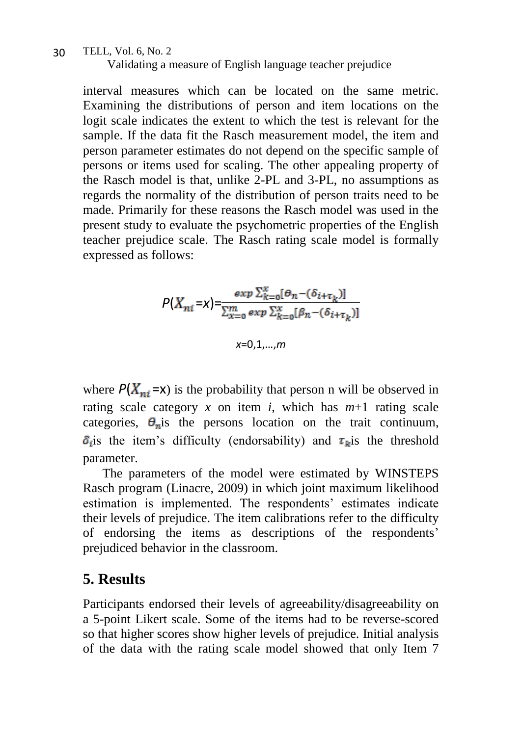interval measures which can be located on the same metric. Examining the distributions of person and item locations on the logit scale indicates the extent to which the test is relevant for the sample. If the data fit the Rasch measurement model, the item and person parameter estimates do not depend on the specific sample of persons or items used for scaling. The other appealing property of the Rasch model is that, unlike 2-PL and 3-PL, no assumptions as regards the normality of the distribution of person traits need to be made. Primarily for these reasons the Rasch model was used in the present study to evaluate the psychometric properties of the English teacher prejudice scale. The Rasch rating scale model is formally expressed as follows:

$$P(X_{ni}=x)=\frac{exp\sum_{k=0}^{x}[\theta_n-(\delta_{i+\tau_k})]}{\sum_{x=0}^{m}exp\sum_{k=0}^{x}[\beta_n-(\delta_{i+\tau_k})]}$$

$$x=0,1,\ldots,m$$

where $P(X_{ni}=x)$ is the probability that person n will be observed in rating scale category $x$ on item $i$, which has $m$+1 rating scale categories, $\theta_n$is the persons location on the trait continuum, $\delta_i$is the item's difficulty (endorsability) and $\tau_k$is the threshold parameter.

The parameters of the model were estimated by WINSTEPS Rasch program (Linacre, 2009) in which joint maximum likelihood estimation is implemented. The respondents' estimates indicate their levels of prejudice. The item calibrations refer to the difficulty of endorsing the items as descriptions of the respondents' prejudiced behavior in the classroom.

## 5. Results

Participants endorsed their levels of agreeability/disagreeability on a 5-point Likert scale. Some of the items had to be reverse-scored so that higher scores show higher levels of prejudice. Initial analysis of the data with the rating scale model showed that only Item 7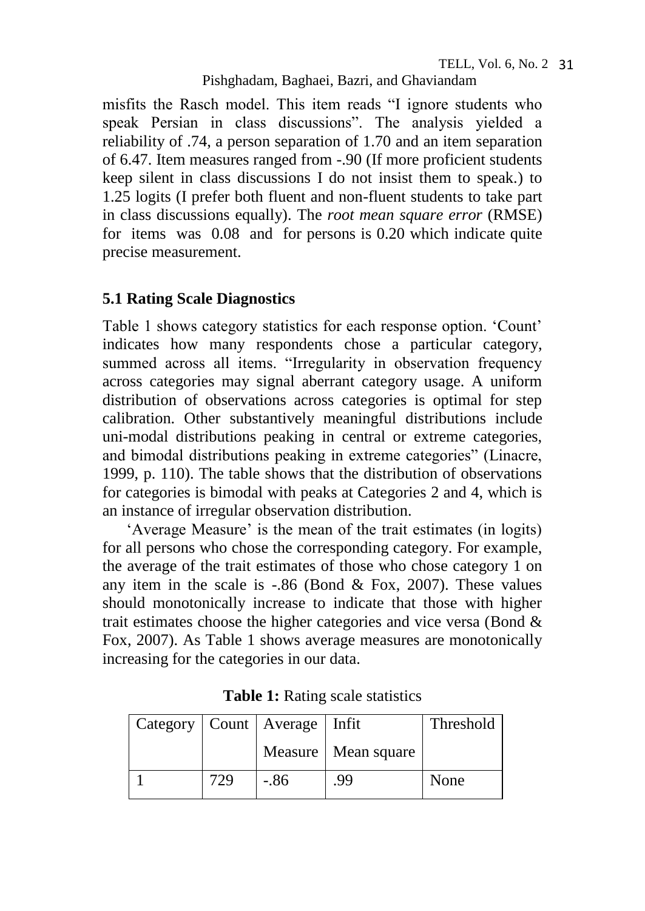misfits the Rasch model. This item reads "I ignore students who speak Persian in class discussions". The analysis yielded a reliability of .74, a person separation of 1.70 and an item separation of 6.47. Item measures ranged from -.90 (If more proficient students keep silent in class discussions I do not insist them to speak.) to 1.25 logits (I prefer both fluent and non-fluent students to take part in class discussions equally). The *root mean square error* (RMSE) for items was 0.08 and for persons is 0.20 which indicate quite precise measurement.

### 5.1 Rating Scale Diagnostics

Table 1 shows category statistics for each response option. 'Count' indicates how many respondents chose a particular category, summed across all items. "Irregularity in observation frequency across categories may signal aberrant category usage. A uniform distribution of observations across categories is optimal for step calibration. Other substantively meaningful distributions include uni-modal distributions peaking in central or extreme categories, and bimodal distributions peaking in extreme categories" (Linacre, 1999, p. 110). The table shows that the distribution of observations for categories is bimodal with peaks at Categories 2 and 4, which is an instance of irregular observation distribution.

'Average Measure' is the mean of the trait estimates (in logits) for all persons who chose the corresponding category. For example, the average of the trait estimates of those who chose category 1 on any item in the scale is -.86 (Bond & Fox, 2007). These values should monotonically increase to indicate that those with higher trait estimates choose the higher categories and vice versa (Bond & Fox, 2007). As Table 1 shows average measures are monotonically increasing for the categories in our data.

**Table 1:** Rating scale statistics

| Category | Count | Average Measure | Infit Mean square | Threshold |
|---|---|---|---|---|
| 1 | 729 | -.86 | .99 | None |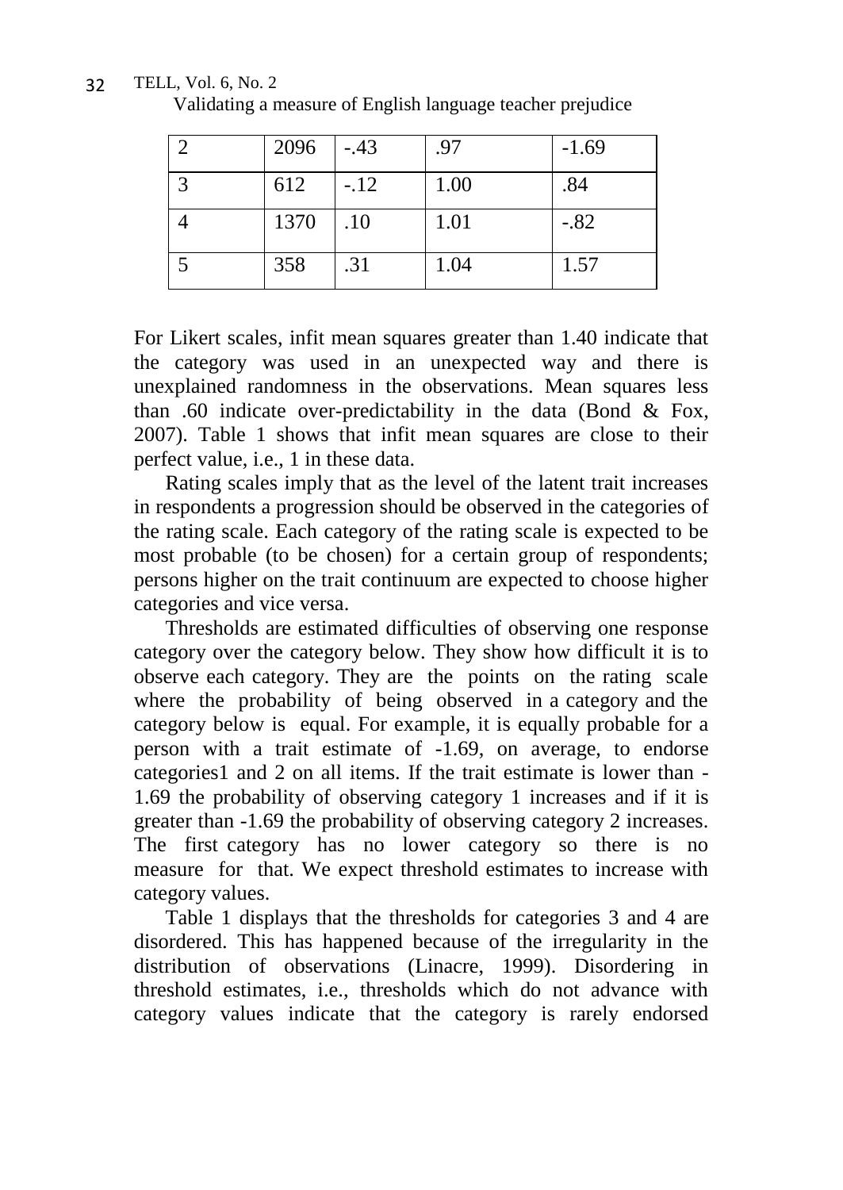| 2 | 2096 | -.43 | .97 | -1.69 |
|---|---|---|---|---|
| 3 | 612 | -.12 | 1.00 | .84 |
| 4 | 1370 | .10 | 1.01 | -.82 |
| 5 | 358 | .31 | 1.04 | 1.57 |

For Likert scales, infit mean squares greater than 1.40 indicate that the category was used in an unexpected way and there is unexplained randomness in the observations. Mean squares less than .60 indicate over-predictability in the data (Bond & Fox, 2007). Table 1 shows that infit mean squares are close to their perfect value, i.e., 1 in these data.

Rating scales imply that as the level of the latent trait increases in respondents a progression should be observed in the categories of the rating scale. Each category of the rating scale is expected to be most probable (to be chosen) for a certain group of respondents; persons higher on the trait continuum are expected to choose higher categories and vice versa.

Thresholds are estimated difficulties of observing one response category over the category below. They show how difficult it is to observe each category. They are the points on the rating scale where the probability of being observed in a category and the category below is equal. For example, it is equally probable for a person with a trait estimate of -1.69, on average, to endorse categories1 and 2 on all items. If the trait estimate is lower than -1.69 the probability of observing category 1 increases and if it is greater than -1.69 the probability of observing category 2 increases. The first category has no lower category so there is no measure for that. We expect threshold estimates to increase with category values.

Table 1 displays that the thresholds for categories 3 and 4 are disordered. This has happened because of the irregularity in the distribution of observations (Linacre, 1999). Disordering in threshold estimates, i.e., thresholds which do not advance with category values indicate that the category is rarely endorsed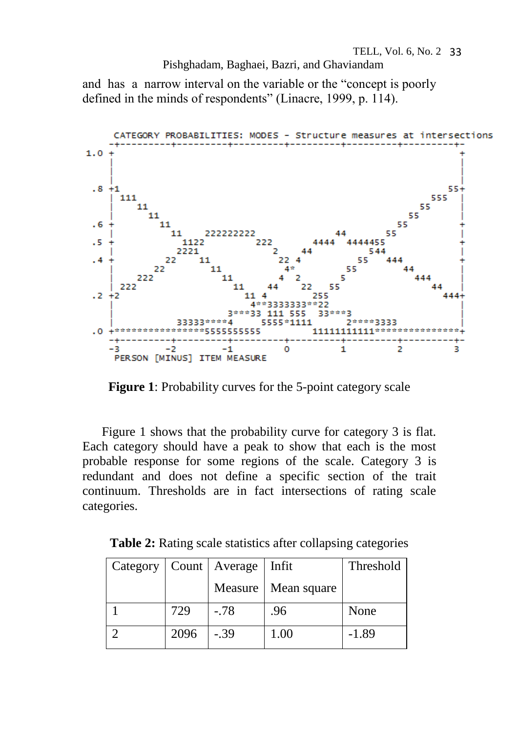and has a narrow interval on the variable or the "concept is poorly defined in the minds of respondents" (Linacre, 1999, p. 114).

```
      CATEGORY PROBABILITIES: MODES - Structure measures at intersections
     -+---------+---------+---------+---------+---------+---------+-
 1.0 +                                                               +
     |                                                               |
     |                                                               |
     |                                                               |
  .8 +1                                                            55+
     | 111                                                      555  |
     |    11                                                  55     |
     |      11                                              55       |
  .6 +        11                                          55         +
     |          11      222222222                 44    55           |
  .5 +            1122           222         4444  4444455           +
     |            2221              2      44          544           |
  .4 +          22     11            22 4            55    444       +
     |        22         11            4*          55        44      |
     |     222             11          4  2       5            444   |
     | 222                   11     44    22    55                44 |
  .2 +2                        11 4         255                    444+
     |                          4**3333333**22                       |
     |                       3***33 111 555   33***3                 |
     |           33333****4       5555*1111      2****3333           |
  .0 +****************5555555555        11111111111***************+
     -+---------+---------+---------+---------+---------+---------+-
     -3        -2        -1         0         1         2         3
      PERSON [MINUS] ITEM MEASURE
```

**Figure 1**: Probability curves for the 5-point category scale

Figure 1 shows that the probability curve for category 3 is flat. Each category should have a peak to show that each is the most probable response for some regions of the scale. Category 3 is redundant and does not define a specific section of the trait continuum. Thresholds are in fact intersections of rating scale categories.

**Table 2:** Rating scale statistics after collapsing categories

| Category | Count | Average Measure | Infit Mean square | Threshold |
|---|---|---|---|---|
| 1 | 729 | -.78 | .96 | None |
| 2 | 2096 | -.39 | 1.00 | -1.89 |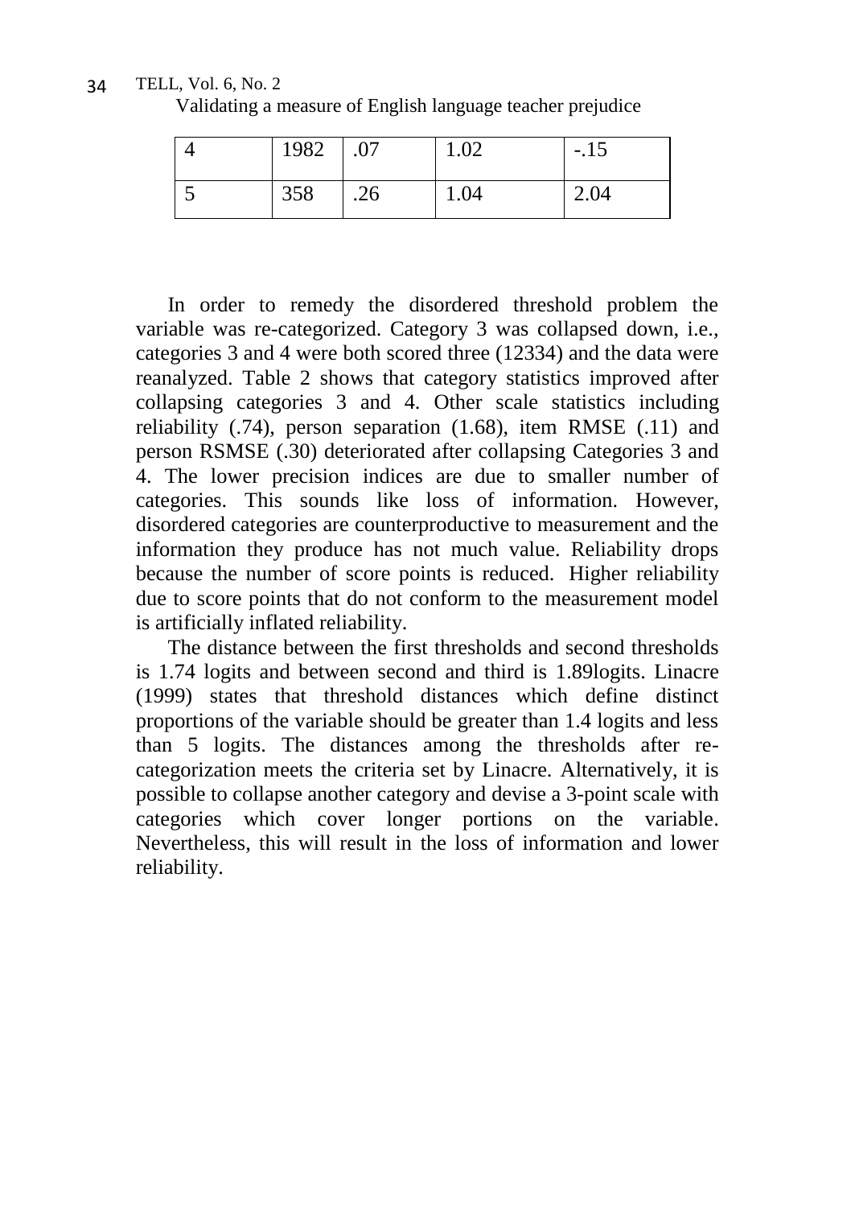| 4 | 1982 | .07 | 1.02 | -.15 |
|---|---|---|---|---|
| 5 | 358 | .26 | 1.04 | 2.04 |

In order to remedy the disordered threshold problem the variable was re-categorized. Category 3 was collapsed down, i.e., categories 3 and 4 were both scored three (12334) and the data were reanalyzed. Table 2 shows that category statistics improved after collapsing categories 3 and 4. Other scale statistics including reliability (.74), person separation (1.68), item RMSE (.11) and person RSMSE (.30) deteriorated after collapsing Categories 3 and 4. The lower precision indices are due to smaller number of categories. This sounds like loss of information. However, disordered categories are counterproductive to measurement and the information they produce has not much value. Reliability drops because the number of score points is reduced. Higher reliability due to score points that do not conform to the measurement model is artificially inflated reliability.

The distance between the first thresholds and second thresholds is 1.74 logits and between second and third is 1.89logits. Linacre (1999) states that threshold distances which define distinct proportions of the variable should be greater than 1.4 logits and less than 5 logits. The distances among the thresholds after re-categorization meets the criteria set by Linacre. Alternatively, it is possible to collapse another category and devise a 3-point scale with categories which cover longer portions on the variable. Nevertheless, this will result in the loss of information and lower reliability.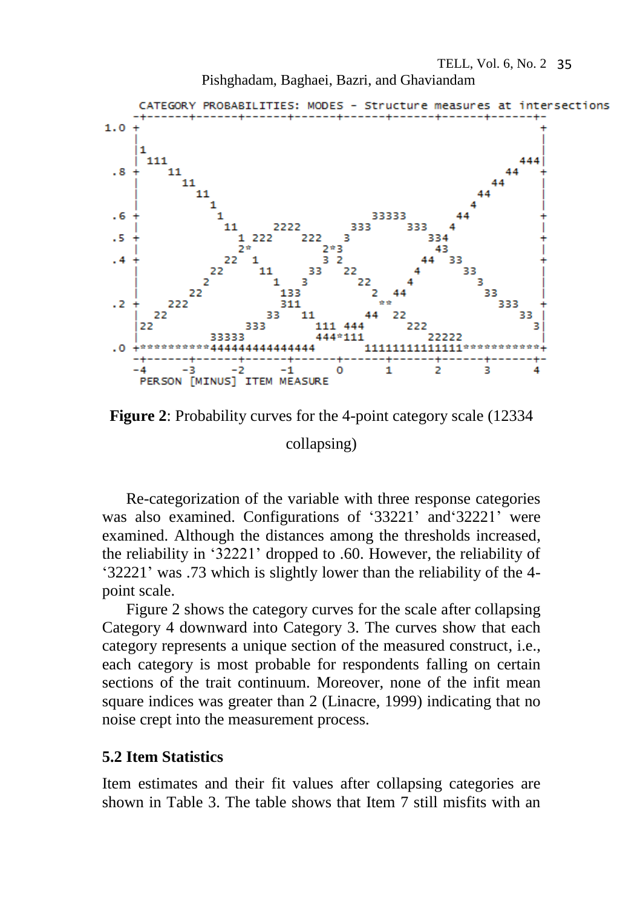```
      CATEGORY PROBABILITIES: MODES - Structure measures at intersections
     -+------+------+------+------+------+------+------+------+-
 1.0 +                                                          +
     |                                                          |
     |1                                                         |
     | 111                                                   444|
  .8 +    11                                               44   +
     |      11                                           44     |
     |        11                                       44       |
     |          1                                     4         |
  .6 +           1                       33333      44          +
     |            11      2222        333     333  4            |
  .5 +              1 222    222    3         334               +
     |               2*         2*3            43               |
  .4 +            22  1          3 2         44  33             +
     |          22     11      33   22      4      33           |
     |         2         1   3        22   4         3          |
     |       22          133            2  44         33        |
  .2 +    222            311             **            333      +
     |  22             33   11        44  22              33    |
     |22            333       111 444       222             3   |
     |          33333         444*111          22222            |
  .0 +**********444444444444444    11111111111111***********+
     -+------+------+------+------+------+------+------+------+-
     -4     -3     -2     -1      0      1      2      3      4
      PERSON [MINUS] ITEM MEASURE
```

**Figure 2**: Probability curves for the 4-point category scale (12334 collapsing)

Re-categorization of the variable with three response categories was also examined. Configurations of '33221' and'32221' were examined. Although the distances among the thresholds increased, the reliability in '32221' dropped to .60. However, the reliability of '32221' was .73 which is slightly lower than the reliability of the 4-point scale.

Figure 2 shows the category curves for the scale after collapsing Category 4 downward into Category 3. The curves show that each category represents a unique section of the measured construct, i.e., each category is most probable for respondents falling on certain sections of the trait continuum. Moreover, none of the infit mean square indices was greater than 2 (Linacre, 1999) indicating that no noise crept into the measurement process.

### 5.2 Item Statistics

Item estimates and their fit values after collapsing categories are shown in Table 3. The table shows that Item 7 still misfits with an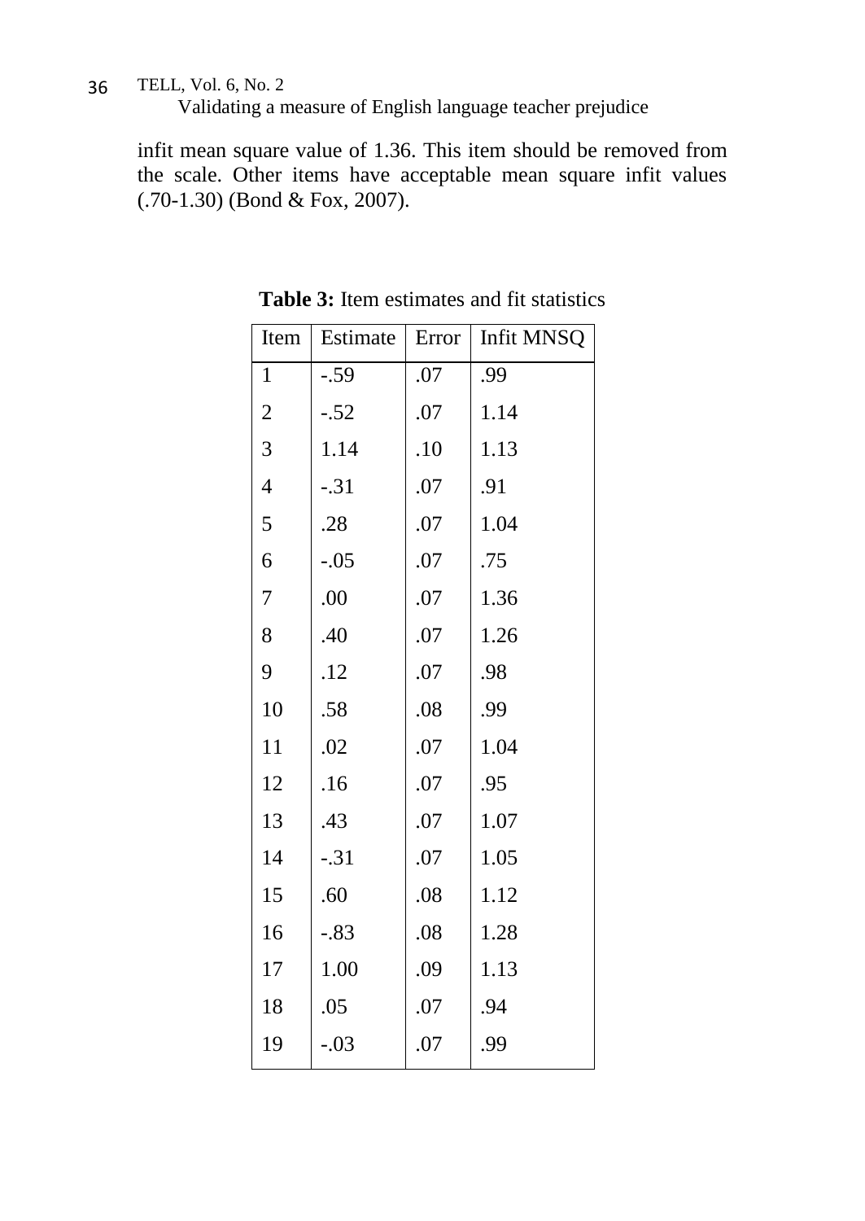infit mean square value of 1.36. This item should be removed from the scale. Other items have acceptable mean square infit values (.70-1.30) (Bond & Fox, 2007).

**Table 3:** Item estimates and fit statistics

| Item | Estimate | Error | Infit MNSQ |
|---|---|---|---|
| 1 | -.59 | .07 | .99 |
| 2 | -.52 | .07 | 1.14 |
| 3 | 1.14 | .10 | 1.13 |
| 4 | -.31 | .07 | .91 |
| 5 | .28 | .07 | 1.04 |
| 6 | -.05 | .07 | .75 |
| 7 | .00 | .07 | 1.36 |
| 8 | .40 | .07 | 1.26 |
| 9 | .12 | .07 | .98 |
| 10 | .58 | .08 | .99 |
| 11 | .02 | .07 | 1.04 |
| 12 | .16 | .07 | .95 |
| 13 | .43 | .07 | 1.07 |
| 14 | -.31 | .07 | 1.05 |
| 15 | .60 | .08 | 1.12 |
| 16 | -.83 | .08 | 1.28 |
| 17 | 1.00 | .09 | 1.13 |
| 18 | .05 | .07 | .94 |
| 19 | -.03 | .07 | .99 |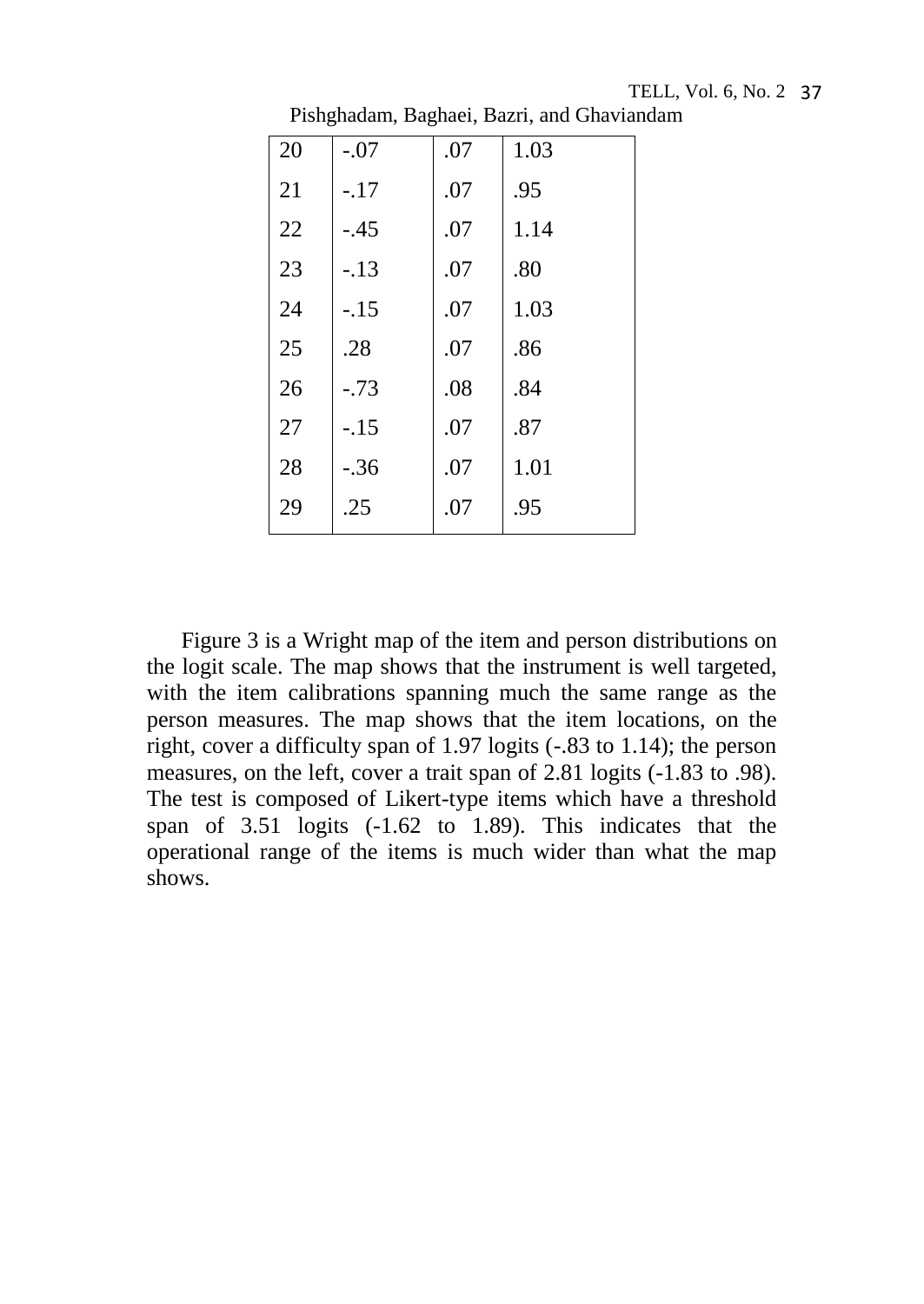| | | | |
|---|---|---|---|
| 20 | -.07 | .07 | 1.03 |
| 21 | -.17 | .07 | .95 |
| 22 | -.45 | .07 | 1.14 |
| 23 | -.13 | .07 | .80 |
| 24 | -.15 | .07 | 1.03 |
| 25 | .28 | .07 | .86 |
| 26 | -.73 | .08 | .84 |
| 27 | -.15 | .07 | .87 |
| 28 | -.36 | .07 | 1.01 |
| 29 | .25 | .07 | .95 |

Figure 3 is a Wright map of the item and person distributions on the logit scale. The map shows that the instrument is well targeted, with the item calibrations spanning much the same range as the person measures. The map shows that the item locations, on the right, cover a difficulty span of 1.97 logits (-.83 to 1.14); the person measures, on the left, cover a trait span of 2.81 logits (-1.83 to .98). The test is composed of Likert-type items which have a threshold span of 3.51 logits (-1.62 to 1.89). This indicates that the operational range of the items is much wider than what the map shows.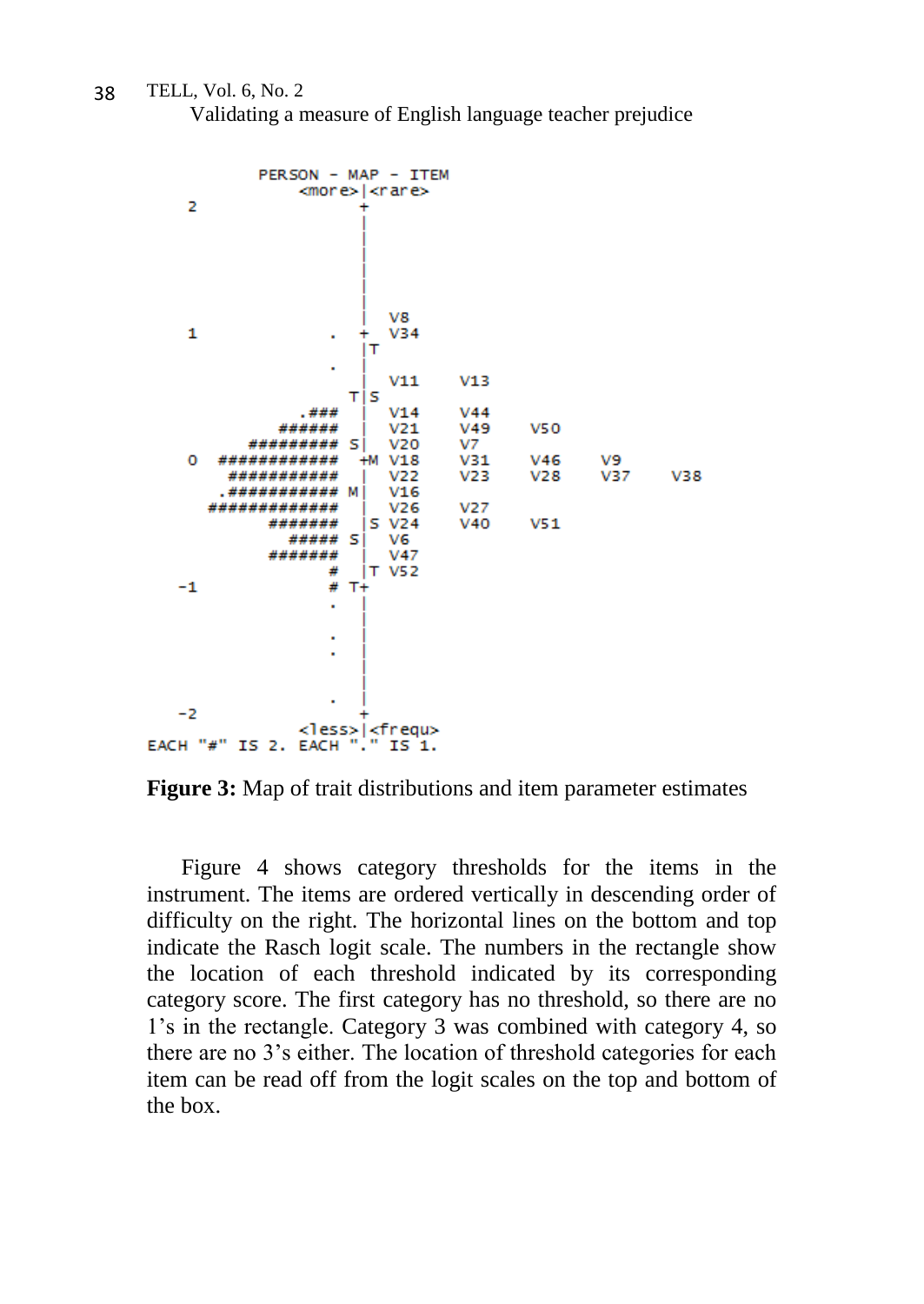```
         PERSON - MAP - ITEM
                <more>|<rare>
  2                   +
                      |
                      |
                      |
                      |
                      |
                      |
                      |  V8
  1               .   +  V34
                      |T
                  .   |
                      |  V11    V13
                     T|S
            .###      |  V14    V44
           ######     |  V21    V49    V50
        ######### S|  V20    V7
  0  ############    +M  V18    V31    V46    V9
       ###########    |  V22    V23    V28    V37    V38
      .########### M|  V16
    #############     |  V26    V27
          #######     |S V24    V40    V51
            ##### S|  V6
          #######     |  V47
                #     |T V52
 -1             #  T+
                .     |
                      |
                .     |
                .     |
                      |
                      |
                .     |
 -2                   +
                <less>|<frequ>
EACH "#" IS 2.  EACH "." IS 1.
```

**Figure 3:** Map of trait distributions and item parameter estimates

Figure 4 shows category thresholds for the items in the instrument. The items are ordered vertically in descending order of difficulty on the right. The horizontal lines on the bottom and top indicate the Rasch logit scale. The numbers in the rectangle show the location of each threshold indicated by its corresponding category score. The first category has no threshold, so there are no 1's in the rectangle. Category 3 was combined with category 4, so there are no 3's either. The location of threshold categories for each item can be read off from the logit scales on the top and bottom of the box.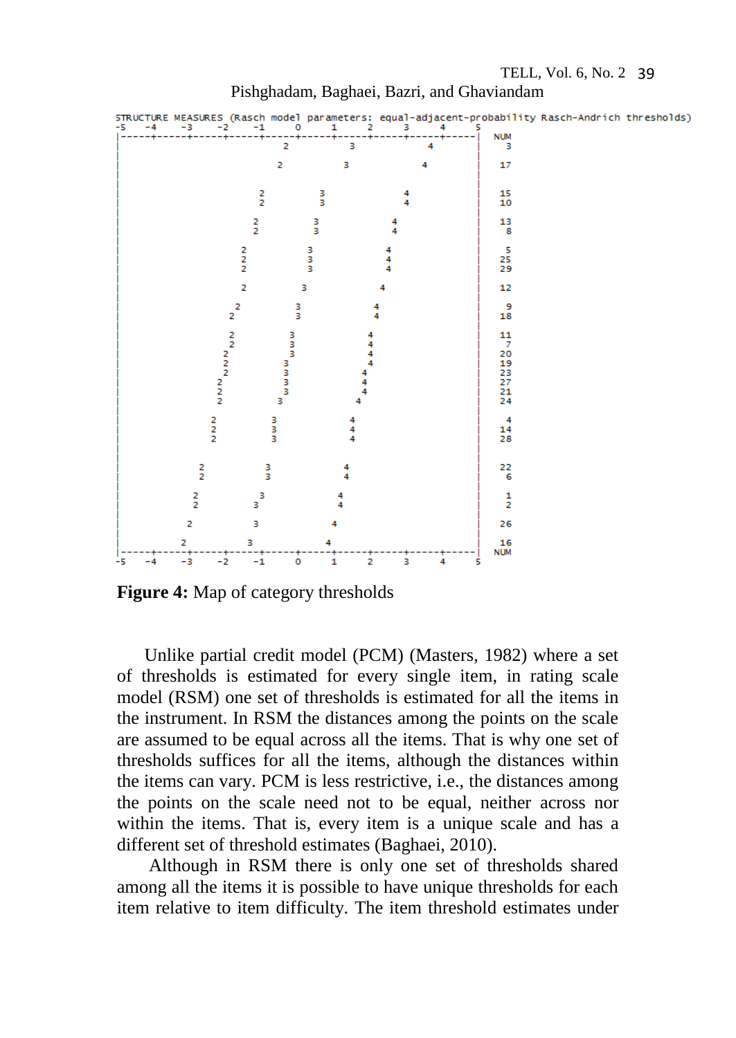```
STRUCTURE MEASURES (Rasch model parameters: equal-adjacent-probability Rasch-Andrich thresholds)
-5    -4    -3    -2    -1     0     1     2     3     4     5
|-----+-----+-----+-----+-----+-----+-----+-----+-----+-----|  NUM
|                           2          3            4       |  3
|                                                           |
|                          2          3            4        |  17
|                                                           |
|                                                           |
|                       2         3             4           |  15
|                       2         3             4           |  10
|                                                           |
|                      2         3            4             |  13
|                      2         3            4             |  8
|                                                           |
|                    2          3            4              |  5
|                    2          3            4              |  25
|                    2          3            4              |  29
|                                                           |
|                    2         3            4               |  12
|                                                           |
|                   2         3            4                |  9
|                  2          3            4                |  18
|                                                           |
|                  2         3            4                 |  11
|                  2         3            4                 |  7
|                 2          3            4                 |  20
|                 2         3             4                 |  19
|                 2         3            4                  |  23
|                2          3            4                  |  27
|                2          3            4                  |  21
|                2         3            4                   |  24
|                                                           |
|               2         3            4                    |  4
|               2         3            4                    |  14
|               2         3            4                    |  28
|                                                           |
|                                                           |
|             2          3            4                     |  22
|             2          3            4                     |  6
|                                                           |
|            2          3            4                      |  1
|            2         3             4                      |  2
|                                                           |
|           2          3            4                       |  26
|                                                           |
|          2         3            4                         |  16
|-----+-----+-----+-----+-----+-----+-----+-----+-----+-----|  NUM
-5    -4    -3    -2    -1     0     1     2     3     4     5
```

**Figure 4:** Map of category thresholds

Unlike partial credit model (PCM) (Masters, 1982) where a set of thresholds is estimated for every single item, in rating scale model (RSM) one set of thresholds is estimated for all the items in the instrument. In RSM the distances among the points on the scale are assumed to be equal across all the items. That is why one set of thresholds suffices for all the items, although the distances within the items can vary. PCM is less restrictive, i.e., the distances among the points on the scale need not to be equal, neither across nor within the items. That is, every item is a unique scale and has a different set of threshold estimates (Baghaei, 2010).

Although in RSM there is only one set of thresholds shared among all the items it is possible to have unique thresholds for each item relative to item difficulty. The item threshold estimates under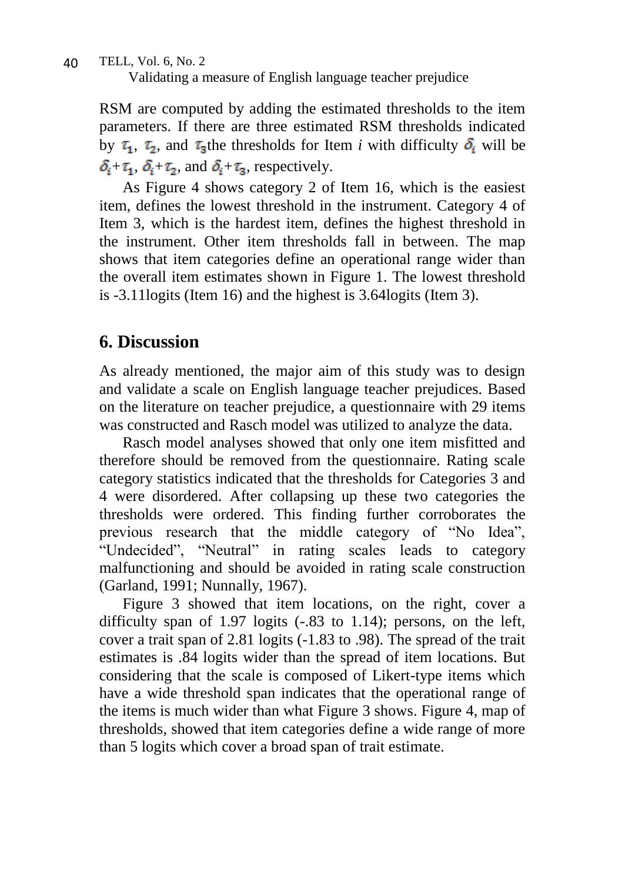RSM are computed by adding the estimated thresholds to the item parameters. If there are three estimated RSM thresholds indicated by $\tau_1$, $\tau_2$, and $\tau_3$the thresholds for Item *i* with difficulty $\delta_i$ will be $\delta_i+\tau_1$, $\delta_i+\tau_2$, and $\delta_i+\tau_3$, respectively.

As Figure 4 shows category 2 of Item 16, which is the easiest item, defines the lowest threshold in the instrument. Category 4 of Item 3, which is the hardest item, defines the highest threshold in the instrument. Other item thresholds fall in between. The map shows that item categories define an operational range wider than the overall item estimates shown in Figure 1. The lowest threshold is -3.11logits (Item 16) and the highest is 3.64logits (Item 3).

## 6. Discussion

As already mentioned, the major aim of this study was to design and validate a scale on English language teacher prejudices. Based on the literature on teacher prejudice, a questionnaire with 29 items was constructed and Rasch model was utilized to analyze the data.

Rasch model analyses showed that only one item misfitted and therefore should be removed from the questionnaire. Rating scale category statistics indicated that the thresholds for Categories 3 and 4 were disordered. After collapsing up these two categories the thresholds were ordered. This finding further corroborates the previous research that the middle category of "No Idea", "Undecided", "Neutral" in rating scales leads to category malfunctioning and should be avoided in rating scale construction (Garland, 1991; Nunnally, 1967).

Figure 3 showed that item locations, on the right, cover a difficulty span of 1.97 logits (-.83 to 1.14); persons, on the left, cover a trait span of 2.81 logits (-1.83 to .98). The spread of the trait estimates is .84 logits wider than the spread of item locations. But considering that the scale is composed of Likert-type items which have a wide threshold span indicates that the operational range of the items is much wider than what Figure 3 shows. Figure 4, map of thresholds, showed that item categories define a wide range of more than 5 logits which cover a broad span of trait estimate.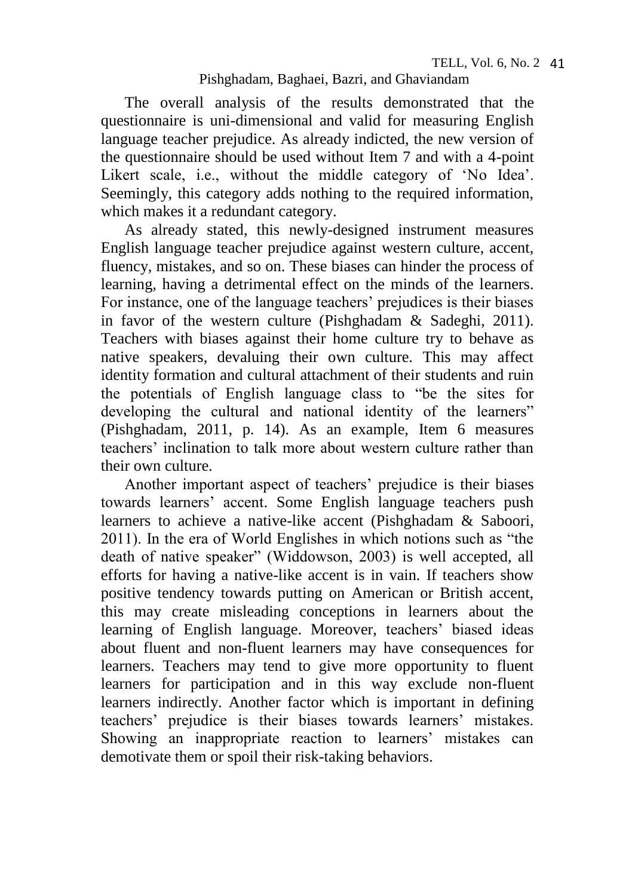The overall analysis of the results demonstrated that the questionnaire is uni-dimensional and valid for measuring English language teacher prejudice. As already indicted, the new version of the questionnaire should be used without Item 7 and with a 4-point Likert scale, i.e., without the middle category of 'No Idea'. Seemingly, this category adds nothing to the required information, which makes it a redundant category.

As already stated, this newly-designed instrument measures English language teacher prejudice against western culture, accent, fluency, mistakes, and so on. These biases can hinder the process of learning, having a detrimental effect on the minds of the learners. For instance, one of the language teachers' prejudices is their biases in favor of the western culture (Pishghadam & Sadeghi, 2011). Teachers with biases against their home culture try to behave as native speakers, devaluing their own culture. This may affect identity formation and cultural attachment of their students and ruin the potentials of English language class to "be the sites for developing the cultural and national identity of the learners" (Pishghadam, 2011, p. 14). As an example, Item 6 measures teachers' inclination to talk more about western culture rather than their own culture.

Another important aspect of teachers' prejudice is their biases towards learners' accent. Some English language teachers push learners to achieve a native-like accent (Pishghadam & Saboori, 2011). In the era of World Englishes in which notions such as "the death of native speaker" (Widdowson, 2003) is well accepted, all efforts for having a native-like accent is in vain. If teachers show positive tendency towards putting on American or British accent, this may create misleading conceptions in learners about the learning of English language. Moreover, teachers' biased ideas about fluent and non-fluent learners may have consequences for learners. Teachers may tend to give more opportunity to fluent learners for participation and in this way exclude non-fluent learners indirectly. Another factor which is important in defining teachers' prejudice is their biases towards learners' mistakes. Showing an inappropriate reaction to learners' mistakes can demotivate them or spoil their risk-taking behaviors.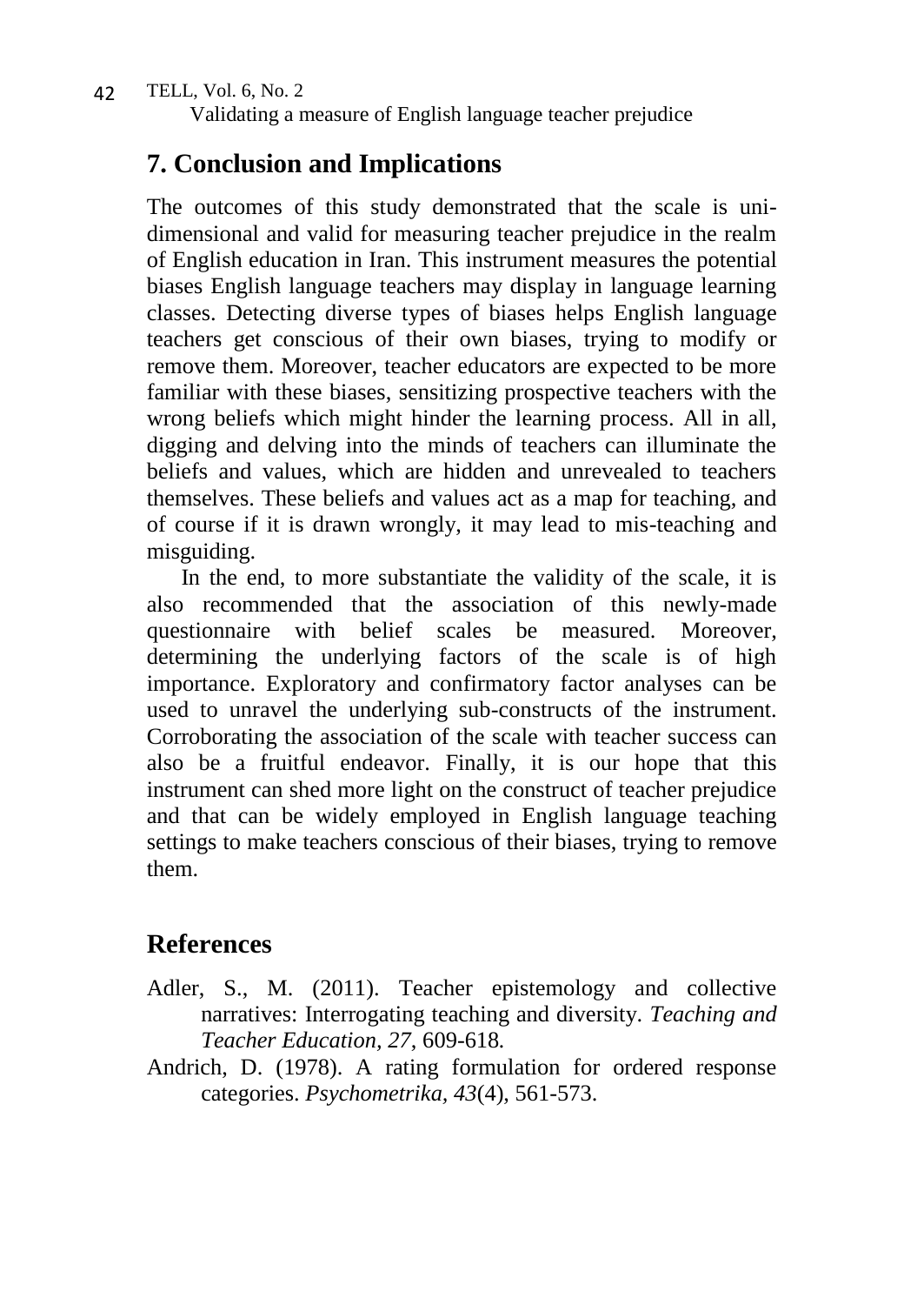## 7. Conclusion and Implications

The outcomes of this study demonstrated that the scale is uni-dimensional and valid for measuring teacher prejudice in the realm of English education in Iran. This instrument measures the potential biases English language teachers may display in language learning classes. Detecting diverse types of biases helps English language teachers get conscious of their own biases, trying to modify or remove them. Moreover, teacher educators are expected to be more familiar with these biases, sensitizing prospective teachers with the wrong beliefs which might hinder the learning process. All in all, digging and delving into the minds of teachers can illuminate the beliefs and values, which are hidden and unrevealed to teachers themselves. These beliefs and values act as a map for teaching, and of course if it is drawn wrongly, it may lead to mis-teaching and misguiding.

In the end, to more substantiate the validity of the scale, it is also recommended that the association of this newly-made questionnaire with belief scales be measured. Moreover, determining the underlying factors of the scale is of high importance. Exploratory and confirmatory factor analyses can be used to unravel the underlying sub-constructs of the instrument. Corroborating the association of the scale with teacher success can also be a fruitful endeavor. Finally, it is our hope that this instrument can shed more light on the construct of teacher prejudice and that can be widely employed in English language teaching settings to make teachers conscious of their biases, trying to remove them.

## References

Adler, S., M. (2011). Teacher epistemology and collective narratives: Interrogating teaching and diversity. *Teaching and Teacher Education, 27*, 609-618.

Andrich, D. (1978). A rating formulation for ordered response categories. *Psychometrika, 43*(4), 561-573.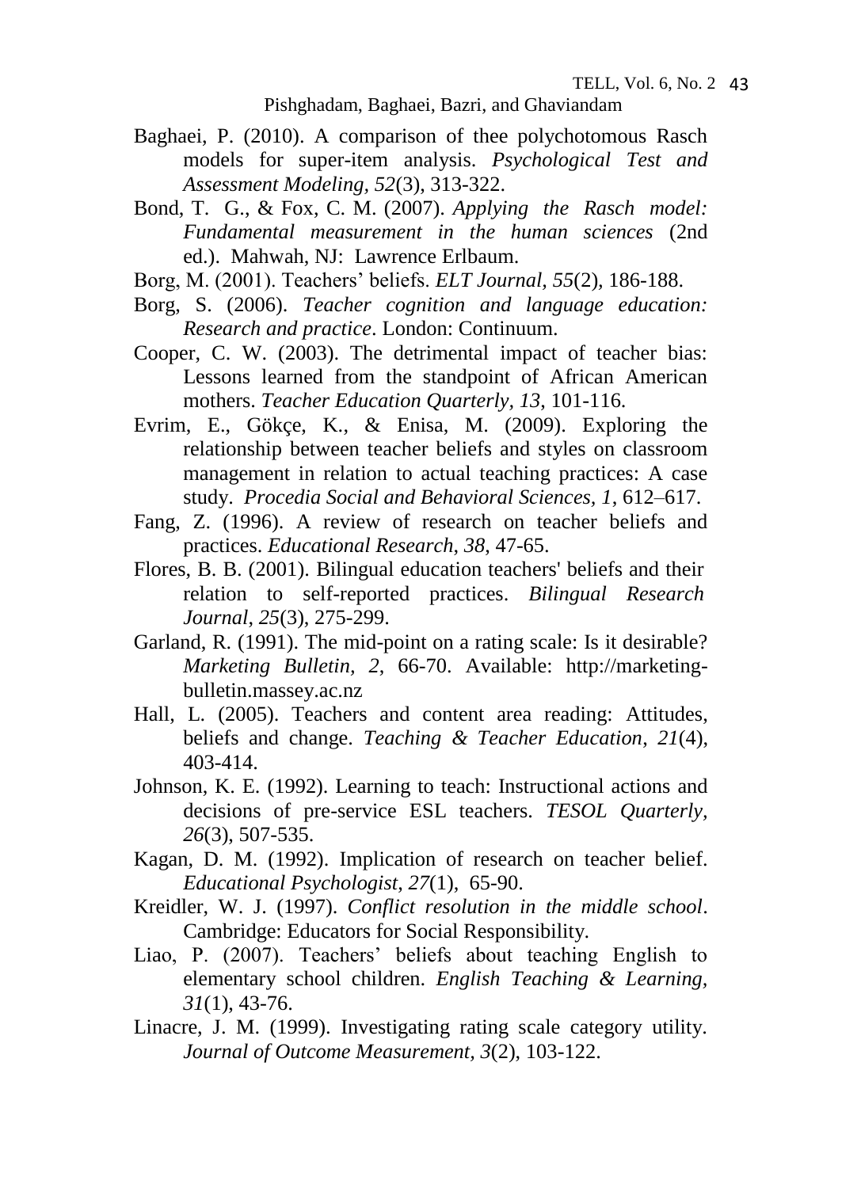Baghaei, P. (2010). A comparison of thee polychotomous Rasch models for super-item analysis. *Psychological Test and Assessment Modeling, 52*(3), 313-322.

Bond, T. G., & Fox, C. M. (2007). *Applying the Rasch model: Fundamental measurement in the human sciences* (2nd ed.). Mahwah, NJ: Lawrence Erlbaum.

Borg, M. (2001). Teachers' beliefs. *ELT Journal*, *55*(2), 186-188.

Borg, S. (2006). *Teacher cognition and language education: Research and practice*. London: Continuum.

Cooper, C. W. (2003). The detrimental impact of teacher bias: Lessons learned from the standpoint of African American mothers. *Teacher Education Quarterly*, *13*, 101-116.

Evrim, E., Gökçe, K., & Enisa, M. (2009). Exploring the relationship between teacher beliefs and styles on classroom management in relation to actual teaching practices: A case study. *Procedia Social and Behavioral Sciences, 1*, 612–617.

Fang, Z. (1996). A review of research on teacher beliefs and practices. *Educational Research*, *38*, 47-65.

Flores, B. B. (2001). Bilingual education teachers' beliefs and their relation to self-reported practices. *Bilingual Research Journal*, *25*(3), 275-299.

Garland, R. (1991). The mid-point on a rating scale: Is it desirable? *Marketing Bulletin, 2*, 66-70. Available: http://marketing-bulletin.massey.ac.nz

Hall, L. (2005). Teachers and content area reading: Attitudes, beliefs and change. *Teaching & Teacher Education*, *21*(4), 403-414.

Johnson, K. E. (1992). Learning to teach: Instructional actions and decisions of pre-service ESL teachers. *TESOL Quarterly, 26*(3), 507-535.

Kagan, D. M. (1992). Implication of research on teacher belief. *Educational Psychologist*, *27*(1), 65-90.

Kreidler, W. J. (1997). *Conflict resolution in the middle school*. Cambridge: Educators for Social Responsibility.

Liao, P. (2007). Teachers' beliefs about teaching English to elementary school children. *English Teaching & Learning*, *31*(1), 43-76.

Linacre, J. M. (1999). Investigating rating scale category utility. *Journal of Outcome Measurement*, *3*(2), 103-122.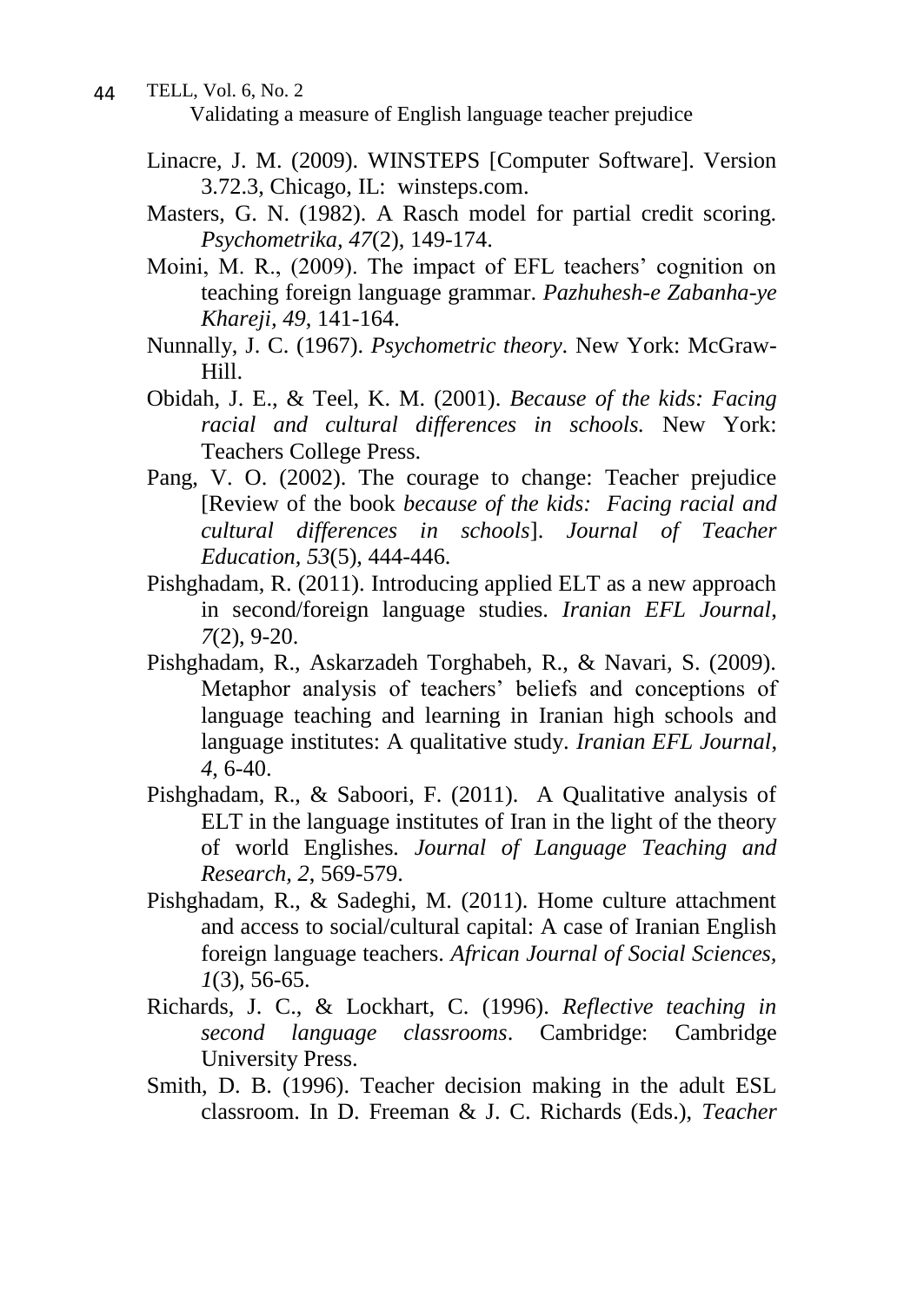Linacre, J. M. (2009). WINSTEPS [Computer Software]. Version 3.72.3, Chicago, IL: winsteps.com.

Masters, G. N. (1982). A Rasch model for partial credit scoring. *Psychometrika, 47*(2), 149-174.

Moini, M. R., (2009). The impact of EFL teachers' cognition on teaching foreign language grammar. *Pazhuhesh-e Zabanha-ye Khareji, 49*, 141-164.

Nunnally, J. C. (1967). *Psychometric theory*. New York: McGraw-Hill.

Obidah, J. E., & Teel, K. M. (2001). *Because of the kids: Facing racial and cultural differences in schools.* New York: Teachers College Press.

Pang, V. O. (2002). The courage to change: Teacher prejudice [Review of the book *because of the kids: Facing racial and cultural differences in schools*]. *Journal of Teacher Education, 53*(5), 444-446.

Pishghadam, R. (2011). Introducing applied ELT as a new approach in second/foreign language studies. *Iranian EFL Journal*, *7*(2), 9-20.

Pishghadam, R., Askarzadeh Torghabeh, R., & Navari, S. (2009). Metaphor analysis of teachers' beliefs and conceptions of language teaching and learning in Iranian high schools and language institutes: A qualitative study. *Iranian EFL Journal*, *4*, 6-40.

Pishghadam, R., & Saboori, F. (2011). A Qualitative analysis of ELT in the language institutes of Iran in the light of the theory of world Englishes. *Journal of Language Teaching and Research, 2*, 569-579.

Pishghadam, R., & Sadeghi, M. (2011). Home culture attachment and access to social/cultural capital: A case of Iranian English foreign language teachers. *African Journal of Social Sciences, 1*(3), 56-65.

Richards, J. C., & Lockhart, C. (1996). *Reflective teaching in second language classrooms*. Cambridge: Cambridge University Press.

Smith, D. B. (1996). Teacher decision making in the adult ESL classroom. In D. Freeman & J. C. Richards (Eds.), *Teacher*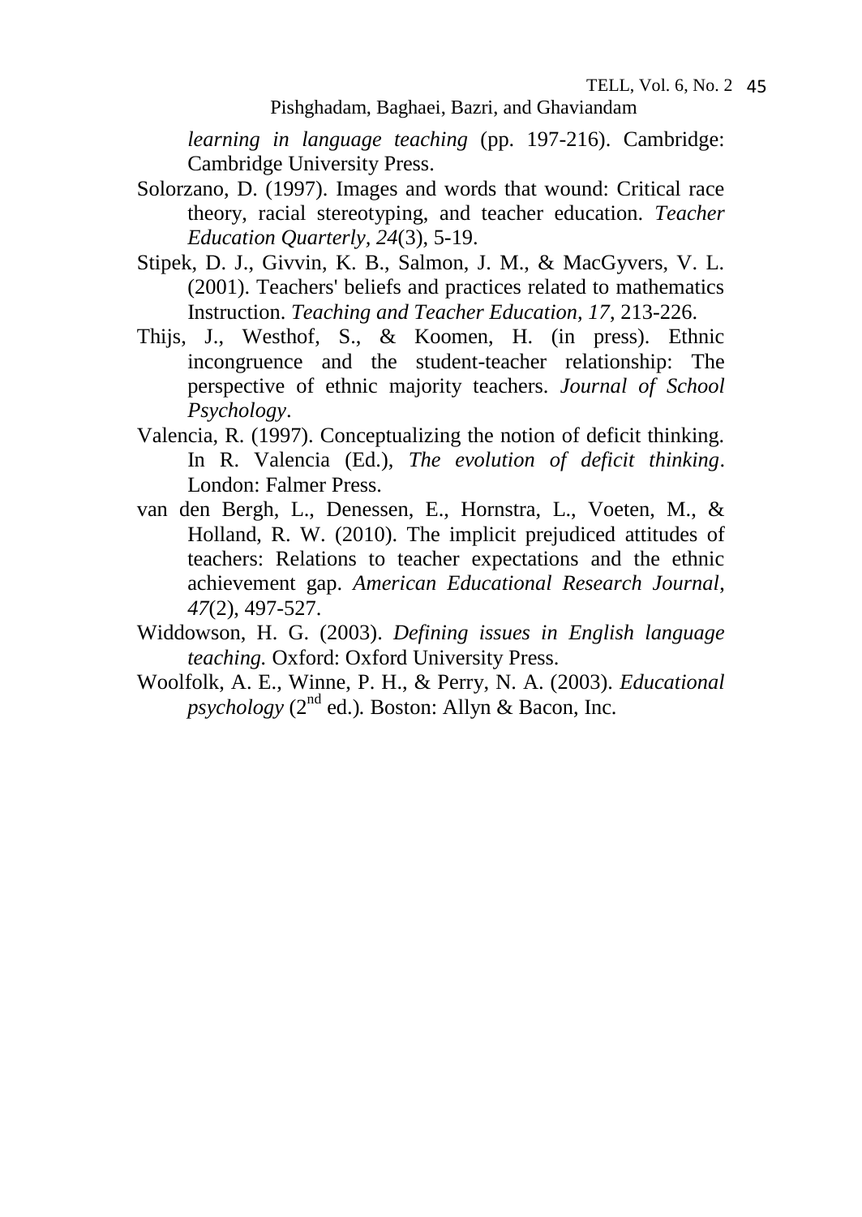*learning in language teaching* (pp. 197-216). Cambridge: Cambridge University Press.

Solorzano, D. (1997). Images and words that wound: Critical race theory, racial stereotyping, and teacher education. *Teacher Education Quarterly, 24*(3), 5-19.

Stipek, D. J., Givvin, K. B., Salmon, J. M., & MacGyvers, V. L. (2001). Teachers' beliefs and practices related to mathematics Instruction. *Teaching and Teacher Education, 17*, 213-226.

Thijs, J., Westhof, S., & Koomen, H. (in press). Ethnic incongruence and the student-teacher relationship: The perspective of ethnic majority teachers. *Journal of School Psychology*.

Valencia, R. (1997). Conceptualizing the notion of deficit thinking. In R. Valencia (Ed.), *The evolution of deficit thinking*. London: Falmer Press.

van den Bergh, L., Denessen, E., Hornstra, L., Voeten, M., & Holland, R. W. (2010). The implicit prejudiced attitudes of teachers: Relations to teacher expectations and the ethnic achievement gap. *American Educational Research Journal, 47*(2), 497-527.

Widdowson, H. G. (2003). *Defining issues in English language teaching.* Oxford: Oxford University Press.

Woolfolk, A. E., Winne, P. H., & Perry, N. A. (2003). *Educational psychology* (2nd ed.)*.* Boston: Allyn & Bacon, Inc.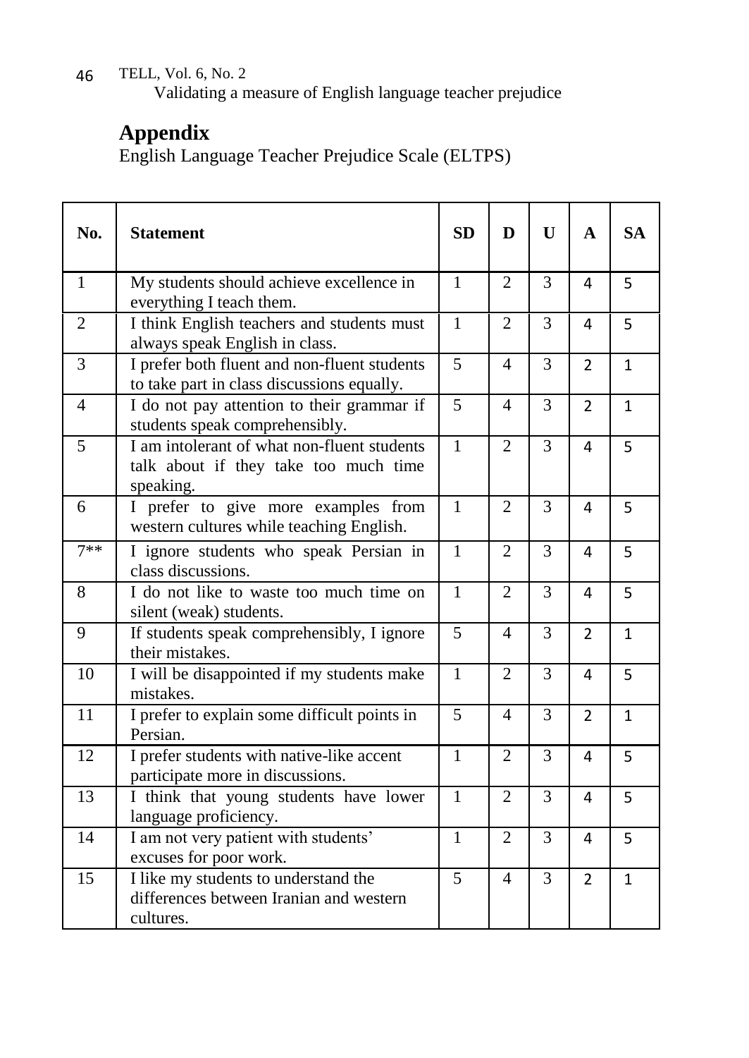# Appendix

English Language Teacher Prejudice Scale (ELTPS)

| No. | Statement | SD | D | U | A | SA |
|---|---|---|---|---|---|---|
| 1 | My students should achieve excellence in everything I teach them. | 1 | 2 | 3 | 4 | 5 |
| 2 | I think English teachers and students must always speak English in class. | 1 | 2 | 3 | 4 | 5 |
| 3 | I prefer both fluent and non-fluent students to take part in class discussions equally. | 5 | 4 | 3 | 2 | 1 |
| 4 | I do not pay attention to their grammar if students speak comprehensibly. | 5 | 4 | 3 | 2 | 1 |
| 5 | I am intolerant of what non-fluent students talk about if they take too much time speaking. | 1 | 2 | 3 | 4 | 5 |
| 6 | I prefer to give more examples from western cultures while teaching English. | 1 | 2 | 3 | 4 | 5 |
| 7** | I ignore students who speak Persian in class discussions. | 1 | 2 | 3 | 4 | 5 |
| 8 | I do not like to waste too much time on silent (weak) students. | 1 | 2 | 3 | 4 | 5 |
| 9 | If students speak comprehensibly, I ignore their mistakes. | 5 | 4 | 3 | 2 | 1 |
| 10 | I will be disappointed if my students make mistakes. | 1 | 2 | 3 | 4 | 5 |
| 11 | I prefer to explain some difficult points in Persian. | 5 | 4 | 3 | 2 | 1 |
| 12 | I prefer students with native-like accent participate more in discussions. | 1 | 2 | 3 | 4 | 5 |
| 13 | I think that young students have lower language proficiency. | 1 | 2 | 3 | 4 | 5 |
| 14 | I am not very patient with students' excuses for poor work. | 1 | 2 | 3 | 4 | 5 |
| 15 | I like my students to understand the differences between Iranian and western cultures. | 5 | 4 | 3 | 2 | 1 |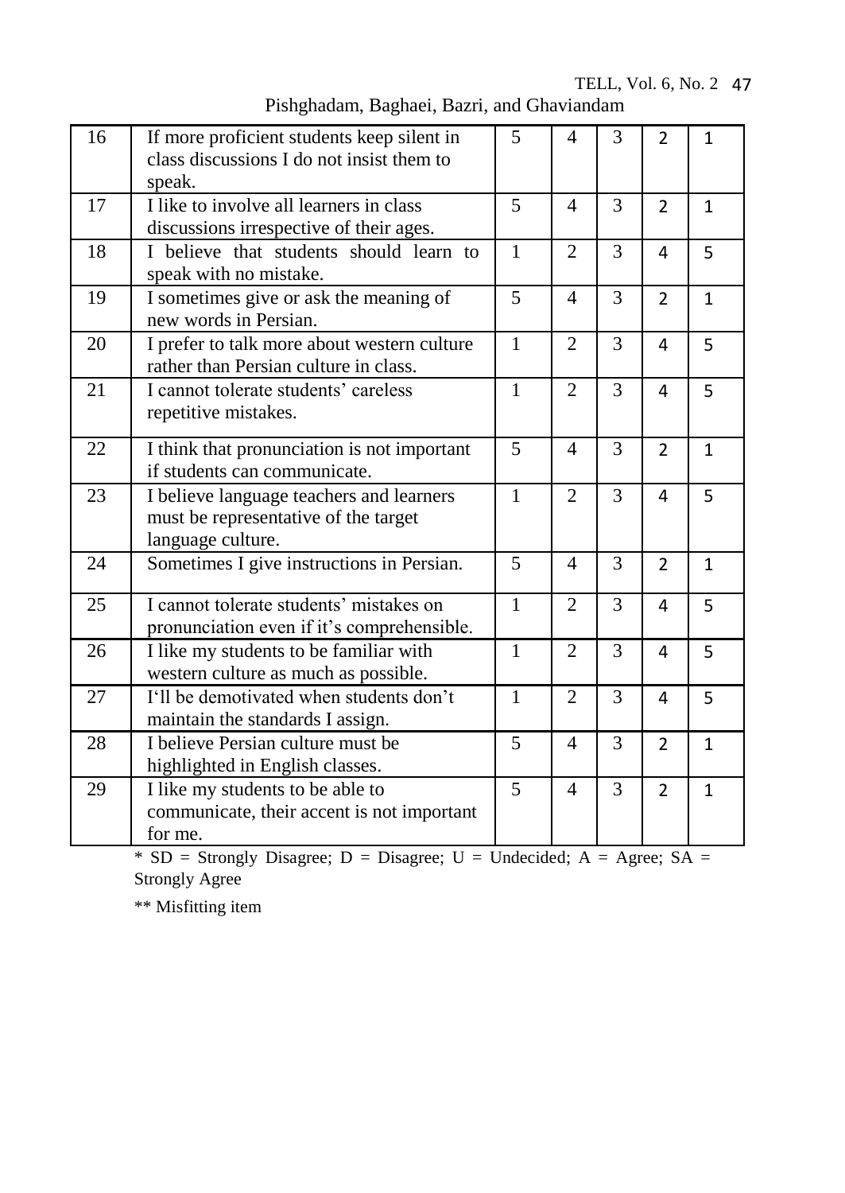| | | | | | | |
|---|---|---|---|---|---|---|
| 16 | If more proficient students keep silent in class discussions I do not insist them to speak. | 5 | 4 | 3 | 2 | 1 |
| 17 | I like to involve all learners in class discussions irrespective of their ages. | 5 | 4 | 3 | 2 | 1 |
| 18 | I believe that students should learn to speak with no mistake. | 1 | 2 | 3 | 4 | 5 |
| 19 | I sometimes give or ask the meaning of new words in Persian. | 5 | 4 | 3 | 2 | 1 |
| 20 | I prefer to talk more about western culture rather than Persian culture in class. | 1 | 2 | 3 | 4 | 5 |
| 21 | I cannot tolerate students' careless repetitive mistakes. | 1 | 2 | 3 | 4 | 5 |
| 22 | I think that pronunciation is not important if students can communicate. | 5 | 4 | 3 | 2 | 1 |
| 23 | I believe language teachers and learners must be representative of the target language culture. | 1 | 2 | 3 | 4 | 5 |
| 24 | Sometimes I give instructions in Persian. | 5 | 4 | 3 | 2 | 1 |
| 25 | I cannot tolerate students' mistakes on pronunciation even if it's comprehensible. | 1 | 2 | 3 | 4 | 5 |
| 26 | I like my students to be familiar with western culture as much as possible. | 1 | 2 | 3 | 4 | 5 |
| 27 | I'll be demotivated when students don't maintain the standards I assign. | 1 | 2 | 3 | 4 | 5 |
| 28 | I believe Persian culture must be highlighted in English classes. | 5 | 4 | 3 | 2 | 1 |
| 29 | I like my students to be able to communicate, their accent is not important for me. | 5 | 4 | 3 | 2 | 1 |

* SD = Strongly Disagree; D = Disagree; U = Undecided; A = Agree; SA = Strongly Agree

** Misfitting item